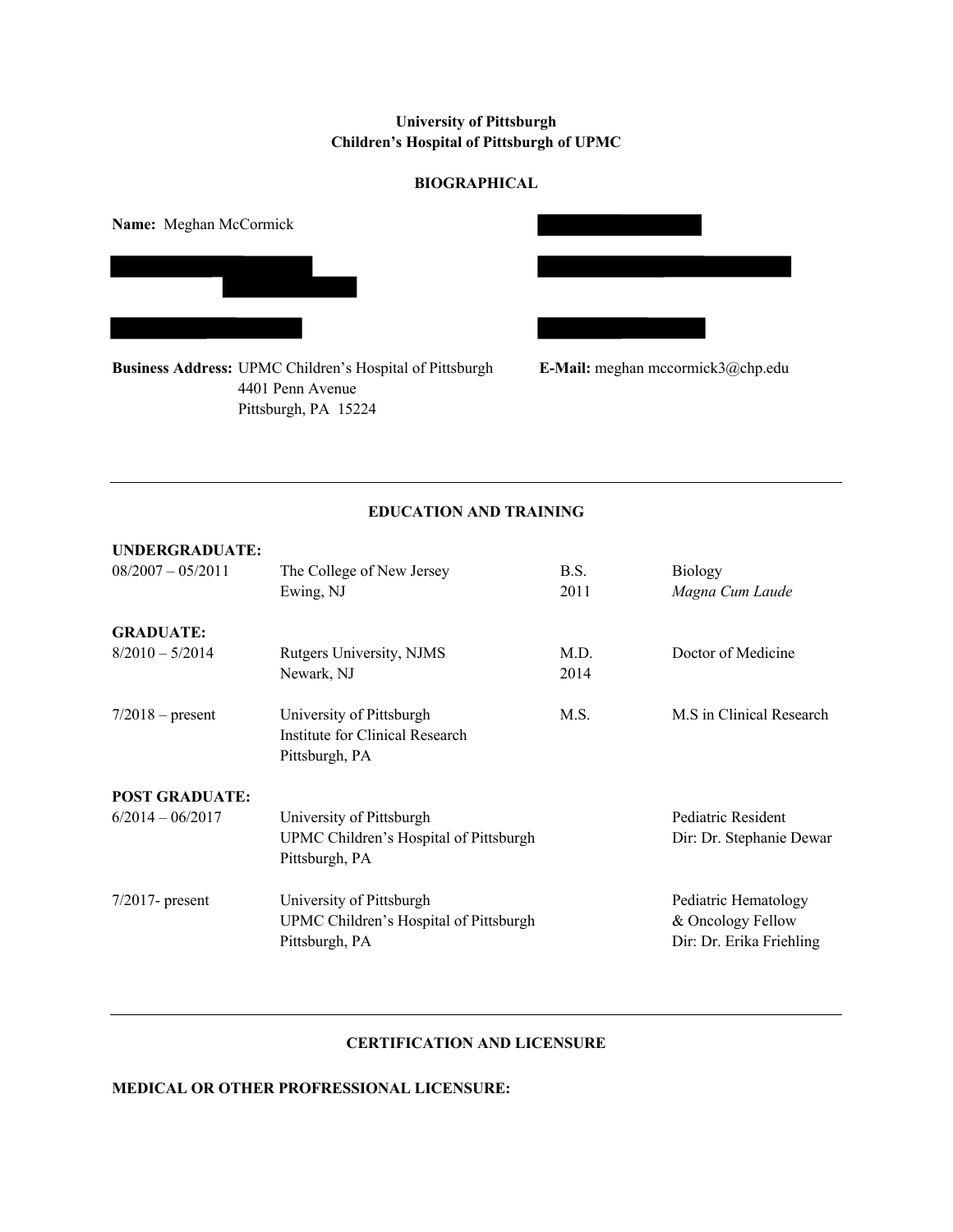**University of Pittsburgh**
**Children's Hospital of Pittsburgh of UPMC**

**BIOGRAPHICAL**

**Name:** Meghan McCormick

**Business Address:** UPMC Children's Hospital of Pittsburgh
4401 Penn Avenue
Pittsburgh, PA 15224

**E-Mail:** meghan mccormick3@chp.edu

---

**EDUCATION AND TRAINING**

**UNDERGRADUATE:**

| | | | |
|---|---|---|---|
| 08/2007 – 05/2011 | The College of New Jersey<br>Ewing, NJ | B.S.<br>2011 | Biology<br>*Magna Cum Laude* |

**GRADUATE:**

| | | | |
|---|---|---|---|
| 8/2010 – 5/2014 | Rutgers University, NJMS<br>Newark, NJ | M.D.<br>2014 | Doctor of Medicine |
| 7/2018 – present | University of Pittsburgh<br>Institute for Clinical Research<br>Pittsburgh, PA | M.S. | M.S in Clinical Research |

**POST GRADUATE:**

| | | |
|---|---|---|
| 6/2014 – 06/2017 | University of Pittsburgh<br>UPMC Children's Hospital of Pittsburgh<br>Pittsburgh, PA | Pediatric Resident<br>Dir: Dr. Stephanie Dewar |
| 7/2017- present | University of Pittsburgh<br>UPMC Children's Hospital of Pittsburgh<br>Pittsburgh, PA | Pediatric Hematology & Oncology Fellow<br>Dir: Dr. Erika Friehling |

---

**CERTIFICATION AND LICENSURE**

**MEDICAL OR OTHER PROFRESSIONAL LICENSURE:**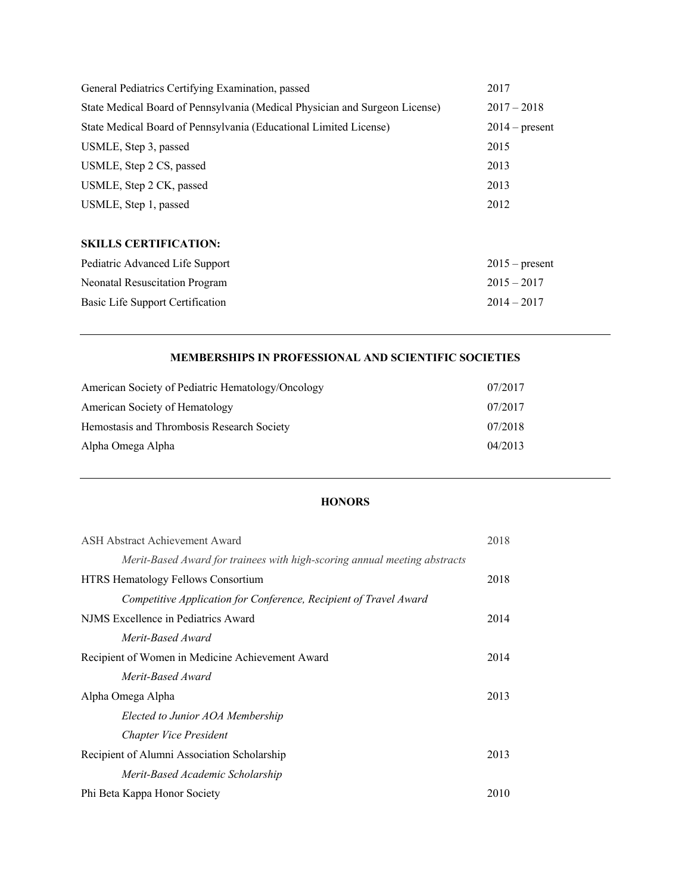| | |
|---|---|
| General Pediatrics Certifying Examination, passed | 2017 |
| State Medical Board of Pennsylvania (Medical Physician and Surgeon License) | 2017 – 2018 |
| State Medical Board of Pennsylvania (Educational Limited License) | 2014 – present |
| USMLE, Step 3, passed | 2015 |
| USMLE, Step 2 CS, passed | 2013 |
| USMLE, Step 2 CK, passed | 2013 |
| USMLE, Step 1, passed | 2012 |

**SKILLS CERTIFICATION:**

| | |
|---|---|
| Pediatric Advanced Life Support | 2015 – present |
| Neonatal Resuscitation Program | 2015 – 2017 |
| Basic Life Support Certification | 2014 – 2017 |

---

## MEMBERSHIPS IN PROFESSIONAL AND SCIENTIFIC SOCIETIES

| | |
|---|---|
| American Society of Pediatric Hematology/Oncology | 07/2017 |
| American Society of Hematology | 07/2017 |
| Hemostasis and Thrombosis Research Society | 07/2018 |
| Alpha Omega Alpha | 04/2013 |

---

## HONORS

ASH Abstract Achievement Award — 2018

*Merit-Based Award for trainees with high-scoring annual meeting abstracts*

HTRS Hematology Fellows Consortium — 2018

*Competitive Application for Conference, Recipient of Travel Award*

NJMS Excellence in Pediatrics Award — 2014

*Merit-Based Award*

Recipient of Women in Medicine Achievement Award — 2014

*Merit-Based Award*

Alpha Omega Alpha — 2013

*Elected to Junior AOA Membership*

*Chapter Vice President*

Recipient of Alumni Association Scholarship — 2013

*Merit-Based Academic Scholarship*

Phi Beta Kappa Honor Society — 2010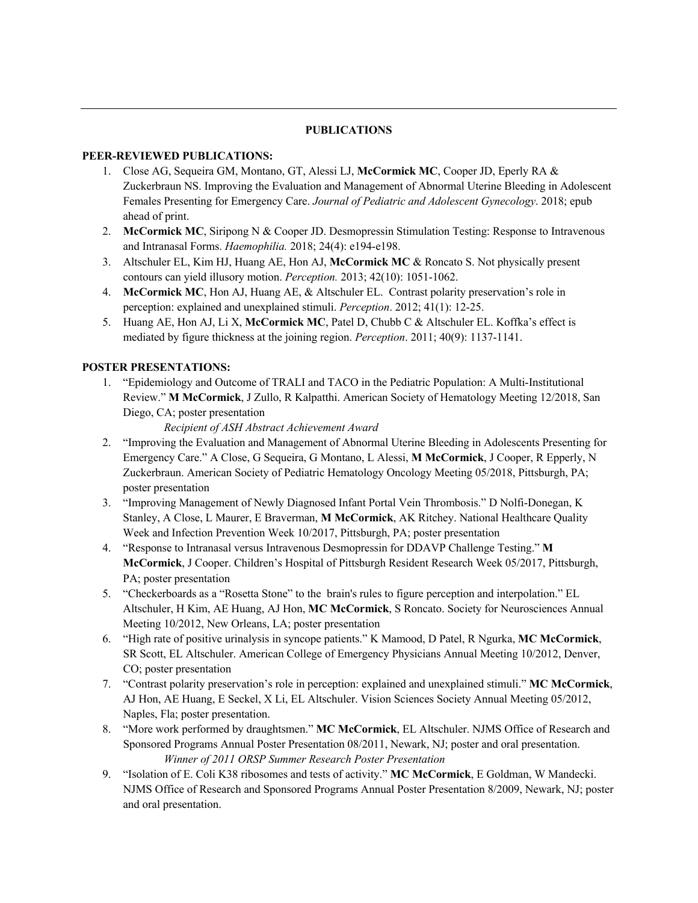## PUBLICATIONS

### PEER-REVIEWED PUBLICATIONS:

1. Close AG, Sequeira GM, Montano, GT, Alessi LJ, **McCormick MC**, Cooper JD, Eperly RA & Zuckerbraun NS. Improving the Evaluation and Management of Abnormal Uterine Bleeding in Adolescent Females Presenting for Emergency Care. *Journal of Pediatric and Adolescent Gynecology*. 2018; epub ahead of print.
2. **McCormick MC**, Siripong N & Cooper JD. Desmopressin Stimulation Testing: Response to Intravenous and Intranasal Forms. *Haemophilia.* 2018; 24(4): e194-e198.
3. Altschuler EL, Kim HJ, Huang AE, Hon AJ, **McCormick MC** & Roncato S. Not physically present contours can yield illusory motion. *Perception.* 2013; 42(10): 1051-1062.
4. **McCormick MC**, Hon AJ, Huang AE, & Altschuler EL. Contrast polarity preservation's role in perception: explained and unexplained stimuli. *Perception*. 2012; 41(1): 12-25.
5. Huang AE, Hon AJ, Li X, **McCormick MC**, Patel D, Chubb C & Altschuler EL. Koffka's effect is mediated by figure thickness at the joining region. *Perception*. 2011; 40(9): 1137-1141.

### POSTER PRESENTATIONS:

1. "Epidemiology and Outcome of TRALI and TACO in the Pediatric Population: A Multi-Institutional Review." **M McCormick**, J Zullo, R Kalpatthi. American Society of Hematology Meeting 12/2018, San Diego, CA; poster presentation
   *Recipient of ASH Abstract Achievement Award*
2. "Improving the Evaluation and Management of Abnormal Uterine Bleeding in Adolescents Presenting for Emergency Care." A Close, G Sequeira, G Montano, L Alessi, **M McCormick**, J Cooper, R Epperly, N Zuckerbraun. American Society of Pediatric Hematology Oncology Meeting 05/2018, Pittsburgh, PA; poster presentation
3. "Improving Management of Newly Diagnosed Infant Portal Vein Thrombosis." D Nolfi-Donegan, K Stanley, A Close, L Maurer, E Braverman, **M McCormick**, AK Ritchey. National Healthcare Quality Week and Infection Prevention Week 10/2017, Pittsburgh, PA; poster presentation
4. "Response to Intranasal versus Intravenous Desmopressin for DDAVP Challenge Testing." **M McCormick**, J Cooper. Children's Hospital of Pittsburgh Resident Research Week 05/2017, Pittsburgh, PA; poster presentation
5. "Checkerboards as a "Rosetta Stone" to the brain's rules to figure perception and interpolation." EL Altschuler, H Kim, AE Huang, AJ Hon, **MC McCormick**, S Roncato. Society for Neurosciences Annual Meeting 10/2012, New Orleans, LA; poster presentation
6. "High rate of positive urinalysis in syncope patients." K Mamood, D Patel, R Ngurka, **MC McCormick**, SR Scott, EL Altschuler. American College of Emergency Physicians Annual Meeting 10/2012, Denver, CO; poster presentation
7. "Contrast polarity preservation's role in perception: explained and unexplained stimuli." **MC McCormick**, AJ Hon, AE Huang, E Seckel, X Li, EL Altschuler. Vision Sciences Society Annual Meeting 05/2012, Naples, Fla; poster presentation.
8. "More work performed by draughtsmen." **MC McCormick**, EL Altschuler. NJMS Office of Research and Sponsored Programs Annual Poster Presentation 08/2011, Newark, NJ; poster and oral presentation.
   *Winner of 2011 ORSP Summer Research Poster Presentation*
9. "Isolation of E. Coli K38 ribosomes and tests of activity." **MC McCormick**, E Goldman, W Mandecki. NJMS Office of Research and Sponsored Programs Annual Poster Presentation 8/2009, Newark, NJ; poster and oral presentation.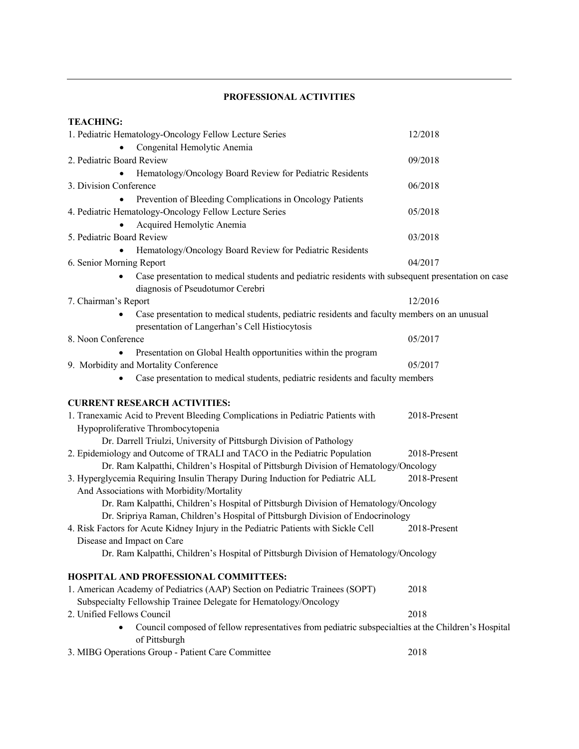## PROFESSIONAL ACTIVITIES

**TEACHING:**

1. Pediatric Hematology-Oncology Fellow Lecture Series — 12/2018
   - Congenital Hemolytic Anemia
2. Pediatric Board Review — 09/2018
   - Hematology/Oncology Board Review for Pediatric Residents
3. Division Conference — 06/2018
   - Prevention of Bleeding Complications in Oncology Patients
4. Pediatric Hematology-Oncology Fellow Lecture Series — 05/2018
   - Acquired Hemolytic Anemia
5. Pediatric Board Review — 03/2018
   - Hematology/Oncology Board Review for Pediatric Residents
6. Senior Morning Report — 04/2017
   - Case presentation to medical students and pediatric residents with subsequent presentation on case diagnosis of Pseudotumor Cerebri
7. Chairman's Report — 12/2016
   - Case presentation to medical students, pediatric residents and faculty members on an unusual presentation of Langerhan's Cell Histiocytosis
8. Noon Conference — 05/2017
   - Presentation on Global Health opportunities within the program
9. Morbidity and Mortality Conference — 05/2017
   - Case presentation to medical students, pediatric residents and faculty members

**CURRENT RESEARCH ACTIVITIES:**

1. Tranexamic Acid to Prevent Bleeding Complications in Pediatric Patients with Hypoproliferative Thrombocytopenia — 2018-Present
   Dr. Darrell Triulzi, University of Pittsburgh Division of Pathology
2. Epidemiology and Outcome of TRALI and TACO in the Pediatric Population — 2018-Present
   Dr. Ram Kalpatthi, Children's Hospital of Pittsburgh Division of Hematology/Oncology
3. Hyperglycemia Requiring Insulin Therapy During Induction for Pediatric ALL And Associations with Morbidity/Mortality — 2018-Present
   Dr. Ram Kalpatthi, Children's Hospital of Pittsburgh Division of Hematology/Oncology
   Dr. Sripriya Raman, Children's Hospital of Pittsburgh Division of Endocrinology
4. Risk Factors for Acute Kidney Injury in the Pediatric Patients with Sickle Cell Disease and Impact on Care — 2018-Present
   Dr. Ram Kalpatthi, Children's Hospital of Pittsburgh Division of Hematology/Oncology

**HOSPITAL AND PROFESSIONAL COMMITTEES:**

1. American Academy of Pediatrics (AAP) Section on Pediatric Trainees (SOPT) Subspecialty Fellowship Trainee Delegate for Hematology/Oncology — 2018
2. Unified Fellows Council — 2018
   - Council composed of fellow representatives from pediatric subspecialties at the Children's Hospital of Pittsburgh
3. MIBG Operations Group - Patient Care Committee — 2018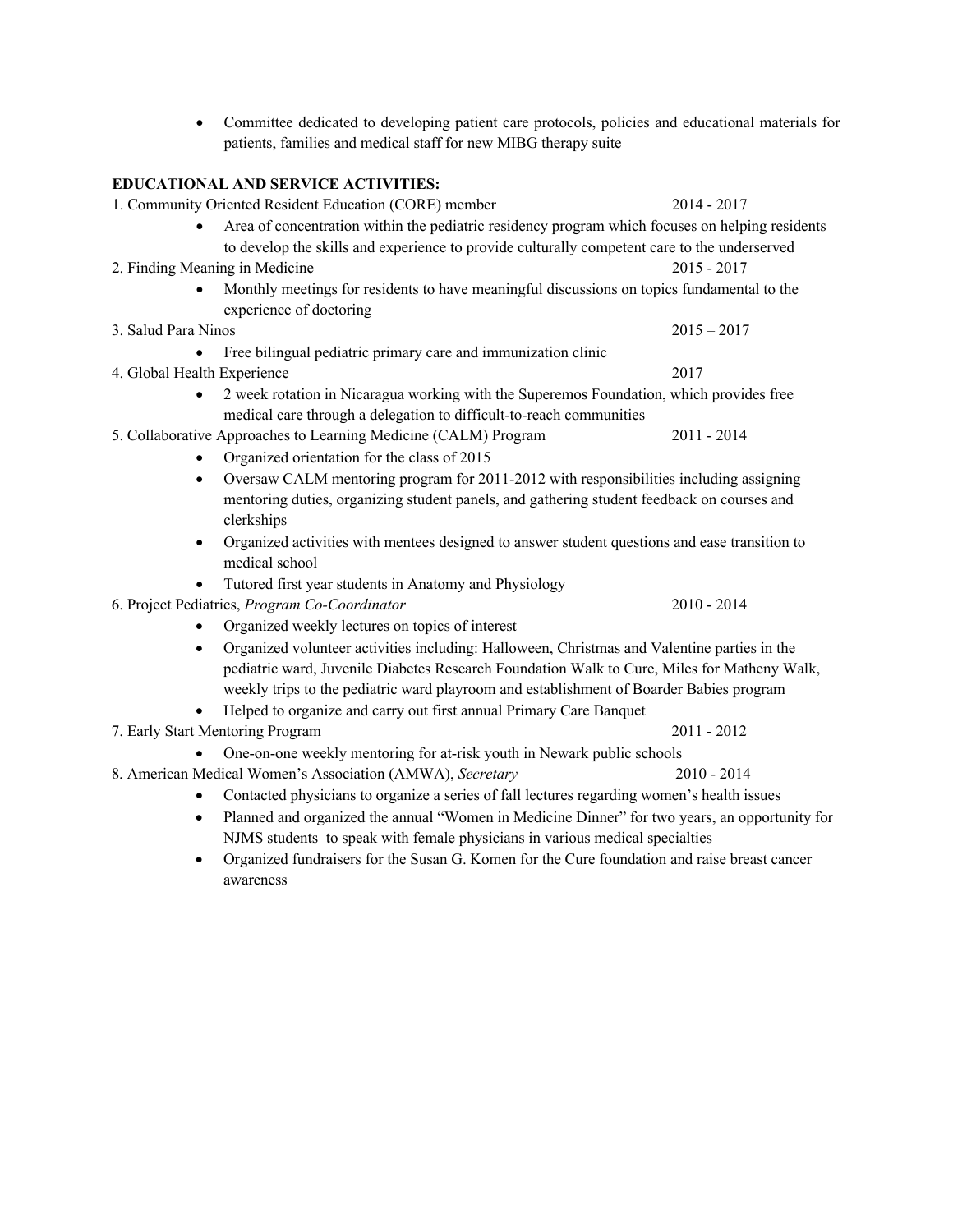- Committee dedicated to developing patient care protocols, policies and educational materials for patients, families and medical staff for new MIBG therapy suite

**EDUCATIONAL AND SERVICE ACTIVITIES:**

1. Community Oriented Resident Education (CORE) member 2014 - 2017
    - Area of concentration within the pediatric residency program which focuses on helping residents to develop the skills and experience to provide culturally competent care to the underserved
2. Finding Meaning in Medicine 2015 - 2017
    - Monthly meetings for residents to have meaningful discussions on topics fundamental to the experience of doctoring
3. Salud Para Ninos 2015 – 2017
    - Free bilingual pediatric primary care and immunization clinic
4. Global Health Experience 2017
    - 2 week rotation in Nicaragua working with the Superemos Foundation, which provides free medical care through a delegation to difficult-to-reach communities
5. Collaborative Approaches to Learning Medicine (CALM) Program 2011 - 2014
    - Organized orientation for the class of 2015
    - Oversaw CALM mentoring program for 2011-2012 with responsibilities including assigning mentoring duties, organizing student panels, and gathering student feedback on courses and clerkships
    - Organized activities with mentees designed to answer student questions and ease transition to medical school
    - Tutored first year students in Anatomy and Physiology
6. Project Pediatrics, *Program Co-Coordinator* 2010 - 2014
    - Organized weekly lectures on topics of interest
    - Organized volunteer activities including: Halloween, Christmas and Valentine parties in the pediatric ward, Juvenile Diabetes Research Foundation Walk to Cure, Miles for Matheny Walk, weekly trips to the pediatric ward playroom and establishment of Boarder Babies program
    - Helped to organize and carry out first annual Primary Care Banquet
7. Early Start Mentoring Program 2011 - 2012
    - One-on-one weekly mentoring for at-risk youth in Newark public schools
8. American Medical Women's Association (AMWA), *Secretary* 2010 - 2014
    - Contacted physicians to organize a series of fall lectures regarding women's health issues
    - Planned and organized the annual "Women in Medicine Dinner" for two years, an opportunity for NJMS students to speak with female physicians in various medical specialties
    - Organized fundraisers for the Susan G. Komen for the Cure foundation and raise breast cancer awareness